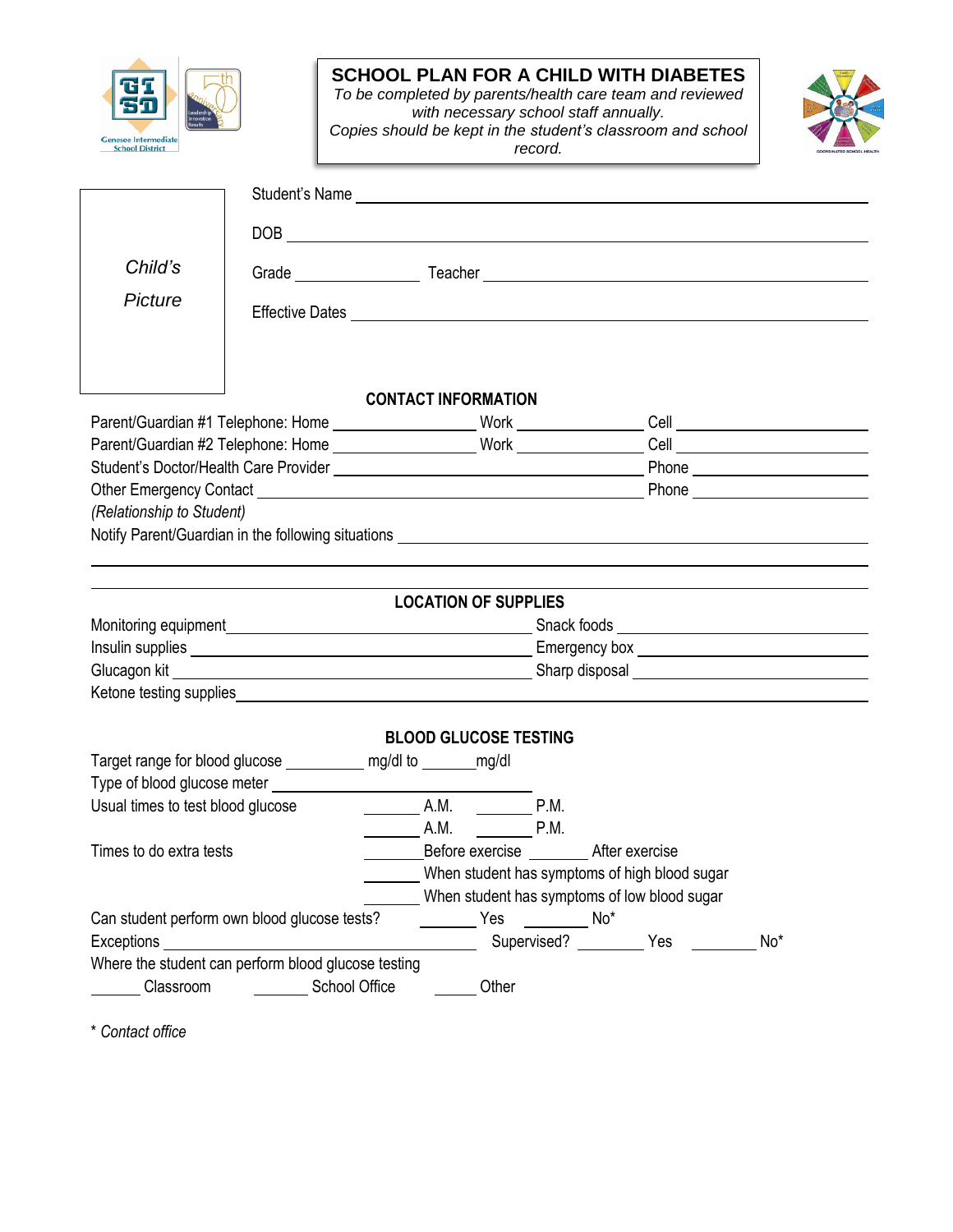# SCHOOL PLAN FOR A CHILD WITH DIABETES

*To be completed by parents/health care team and reviewed with necessary school staff annually.*
*Copies should be kept in the student's classroom and school record.*

*Child's Picture*

Student's Name \_\_\_\_\_\_\_\_\_\_\_\_\_\_\_\_\_\_\_\_\_\_\_\_\_\_\_\_\_\_\_\_\_\_\_\_\_\_\_\_

DOB \_\_\_\_\_\_\_\_\_\_\_\_\_\_\_\_\_\_\_\_\_\_\_\_\_\_\_\_\_\_\_\_\_\_\_\_\_\_\_\_

Grade \_\_\_\_\_\_\_\_\_\_ Teacher \_\_\_\_\_\_\_\_\_\_\_\_\_\_\_\_\_\_\_\_\_\_\_\_\_\_\_\_\_\_

Effective Dates \_\_\_\_\_\_\_\_\_\_\_\_\_\_\_\_\_\_\_\_\_\_\_\_\_\_\_\_\_\_\_\_\_\_\_\_\_\_\_\_

## CONTACT INFORMATION

Parent/Guardian #1 Telephone: Home \_\_\_\_\_\_\_\_\_\_\_\_ Work \_\_\_\_\_\_\_\_\_\_\_\_ Cell \_\_\_\_\_\_\_\_\_\_\_\_

Parent/Guardian #2 Telephone: Home \_\_\_\_\_\_\_\_\_\_\_\_ Work \_\_\_\_\_\_\_\_\_\_\_\_ Cell \_\_\_\_\_\_\_\_\_\_\_\_

Student's Doctor/Health Care Provider \_\_\_\_\_\_\_\_\_\_\_\_\_\_\_\_\_\_\_\_\_\_\_\_ Phone \_\_\_\_\_\_\_\_\_\_\_\_

Other Emergency Contact \_\_\_\_\_\_\_\_\_\_\_\_\_\_\_\_\_\_\_\_\_\_\_\_\_\_\_\_\_\_ Phone \_\_\_\_\_\_\_\_\_\_\_\_

*(Relationship to Student)*

Notify Parent/Guardian in the following situations \_\_\_\_\_\_\_\_\_\_\_\_\_\_\_\_\_\_\_\_\_\_\_\_\_\_\_\_

\_\_\_\_\_\_\_\_\_\_\_\_\_\_\_\_\_\_\_\_\_\_\_\_\_\_\_\_\_\_\_\_\_\_\_\_\_\_\_\_\_\_\_\_\_\_\_\_\_\_\_\_\_\_\_\_\_\_\_\_\_\_\_\_

\_\_\_\_\_\_\_\_\_\_\_\_\_\_\_\_\_\_\_\_\_\_\_\_\_\_\_\_\_\_\_\_\_\_\_\_\_\_\_\_\_\_\_\_\_\_\_\_\_\_\_\_\_\_\_\_\_\_\_\_\_\_\_\_

## LOCATION OF SUPPLIES

Monitoring equipment \_\_\_\_\_\_\_\_\_\_\_\_\_\_\_\_\_\_\_\_\_\_\_\_ Snack foods \_\_\_\_\_\_\_\_\_\_\_\_\_\_\_\_\_\_\_\_

Insulin supplies \_\_\_\_\_\_\_\_\_\_\_\_\_\_\_\_\_\_\_\_\_\_\_\_\_\_\_\_ Emergency box \_\_\_\_\_\_\_\_\_\_\_\_\_\_\_\_\_\_

Glucagon kit \_\_\_\_\_\_\_\_\_\_\_\_\_\_\_\_\_\_\_\_\_\_\_\_\_\_\_\_\_\_ Sharp disposal \_\_\_\_\_\_\_\_\_\_\_\_\_\_\_\_\_\_

Ketone testing supplies \_\_\_\_\_\_\_\_\_\_\_\_\_\_\_\_\_\_\_\_\_\_\_\_\_\_\_\_\_\_\_\_\_\_\_\_\_\_\_\_\_\_\_\_\_\_\_\_

## BLOOD GLUCOSE TESTING

Target range for blood glucose \_\_\_\_\_\_\_\_ mg/dl to \_\_\_\_\_\_ mg/dl

Type of blood glucose meter \_\_\_\_\_\_\_\_\_\_\_\_\_\_\_\_\_\_\_\_\_\_\_\_\_\_\_\_

Usual times to test blood glucose \_\_\_\_\_\_ A.M. \_\_\_\_\_\_ P.M.

\_\_\_\_\_\_ A.M. \_\_\_\_\_\_ P.M.

Times to do extra tests \_\_\_\_\_\_ Before exercise \_\_\_\_\_\_ After exercise

\_\_\_\_\_\_ When student has symptoms of high blood sugar

\_\_\_\_\_\_ When student has symptoms of low blood sugar

Can student perform own blood glucose tests? \_\_\_\_\_\_ Yes \_\_\_\_\_\_ No*

Exceptions \_\_\_\_\_\_\_\_\_\_\_\_\_\_\_\_\_\_\_\_\_\_\_\_\_\_\_\_ Supervised? \_\_\_\_\_\_ Yes \_\_\_\_\_\_ No*

Where the student can perform blood glucose testing

\_\_\_\_\_\_ Classroom \_\_\_\_\_\_ School Office \_\_\_\_\_\_ Other

\* *Contact office*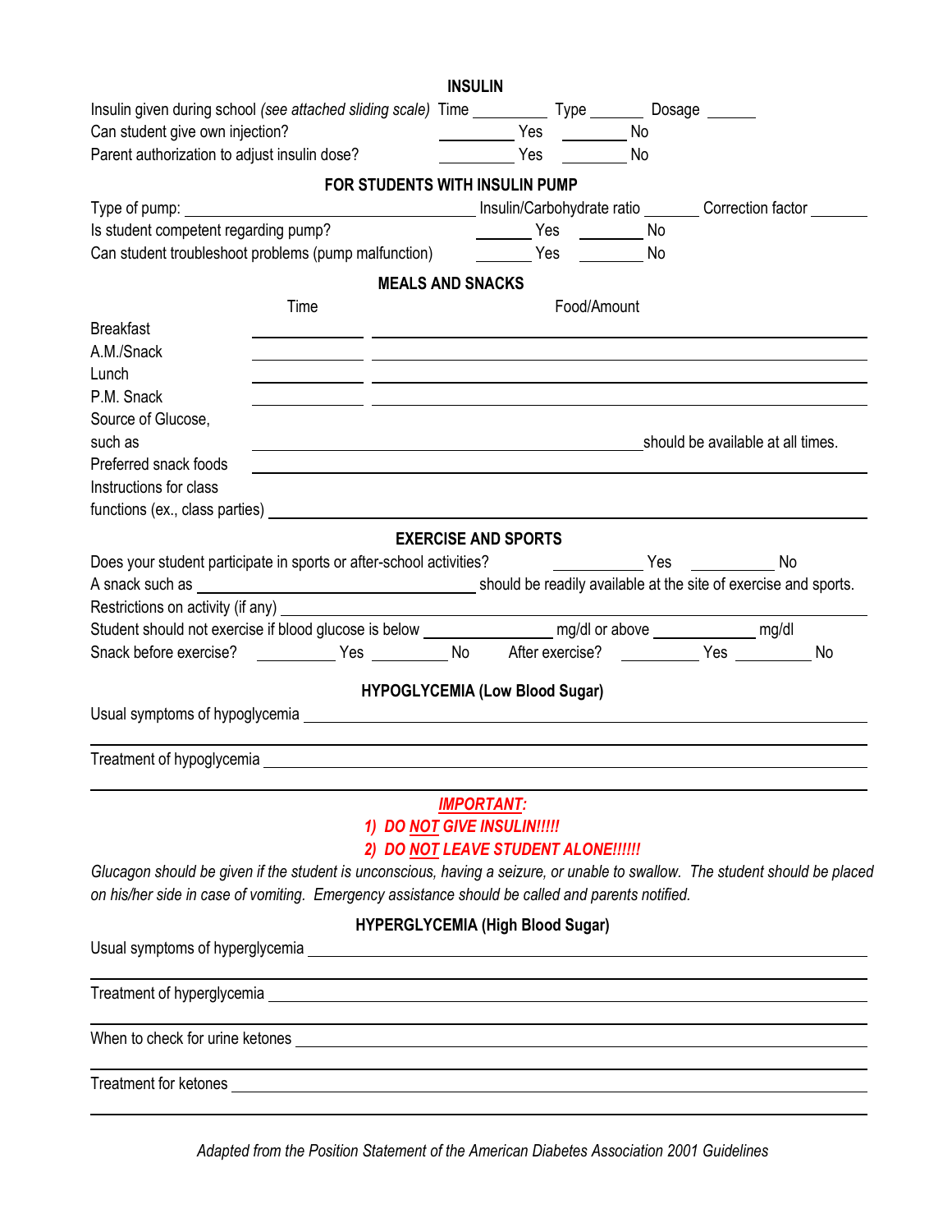## INSULIN

Insulin given during school *(see attached sliding scale)* Time _________ Type _______ Dosage ______

Can student give own injection? _________ Yes _________ No

Parent authorization to adjust insulin dose? _________ Yes _________ No

## FOR STUDENTS WITH INSULIN PUMP

Type of pump: ______________________________ Insulin/Carbohydrate ratio _______ Correction factor _______

Is student competent regarding pump? _______ Yes _______ No

Can student troubleshoot problems (pump malfunction) _______ Yes _______ No

## MEALS AND SNACKS

| | Time | Food/Amount |
|---|---|---|
| Breakfast | ____________ | ______________________________ |
| A.M./Snack | ____________ | ______________________________ |
| Lunch | ____________ | ______________________________ |
| P.M. Snack | ____________ | ______________________________ |

Source of Glucose, such as ______________________________ should be available at all times.

Preferred snack foods ______________________________

Instructions for class functions (ex., class parties) ______________________________

## EXERCISE AND SPORTS

Does your student participate in sports or after-school activities? __________ Yes __________ No

A snack such as ______________________________ should be readily available at the site of exercise and sports.

Restrictions on activity (if any) ______________________________

Student should not exercise if blood glucose is below ______________ mg/dl or above ____________ mg/dl

Snack before exercise? _________ Yes _________ No After exercise? _________ Yes _________ No

## HYPOGLYCEMIA (Low Blood Sugar)

Usual symptoms of hypoglycemia ______________________________

______________________________

Treatment of hypoglycemia ______________________________

______________________________

***IMPORTANT:***

***1) DO NOT GIVE INSULIN!!!!!***

***2) DO NOT LEAVE STUDENT ALONE!!!!!!***

*Glucagon should be given if the student is unconscious, having a seizure, or unable to swallow. The student should be placed on his/her side in case of vomiting. Emergency assistance should be called and parents notified.*

## HYPERGLYCEMIA (High Blood Sugar)

Usual symptoms of hyperglycemia ______________________________

______________________________

Treatment of hyperglycemia ______________________________

______________________________

When to check for urine ketones ______________________________

______________________________

Treatment for ketones ______________________________

______________________________

*Adapted from the Position Statement of the American Diabetes Association 2001 Guidelines*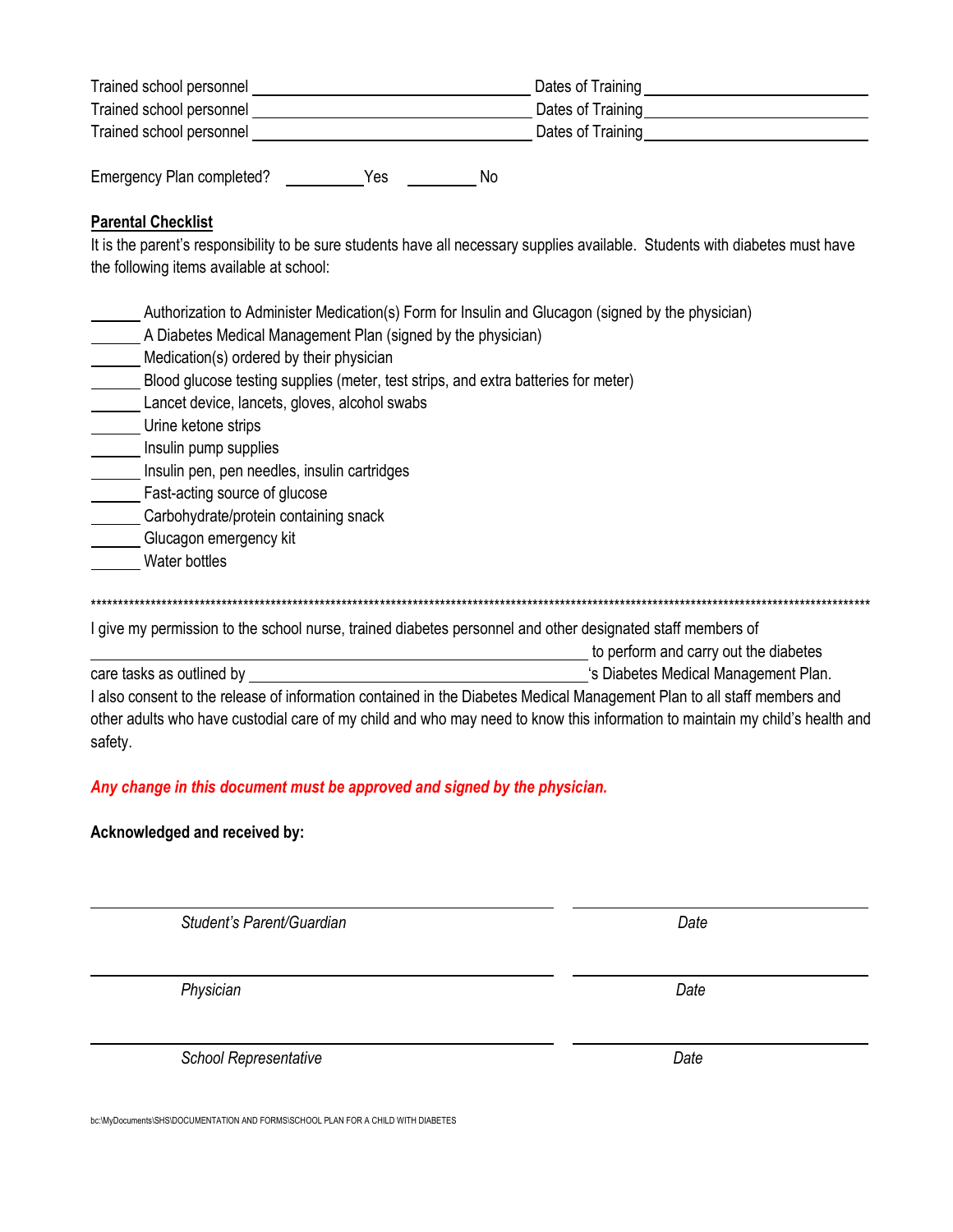Trained school personnel ______________________________ Dates of Training ______________________

Trained school personnel ______________________________ Dates of Training ______________________

Trained school personnel ______________________________ Dates of Training ______________________

Emergency Plan completed? ________Yes ________ No

**Parental Checklist**

It is the parent's responsibility to be sure students have all necessary supplies available. Students with diabetes must have the following items available at school:

______ Authorization to Administer Medication(s) Form for Insulin and Glucagon (signed by the physician)
______ A Diabetes Medical Management Plan (signed by the physician)
______ Medication(s) ordered by their physician
______ Blood glucose testing supplies (meter, test strips, and extra batteries for meter)
______ Lancet device, lancets, gloves, alcohol swabs
______ Urine ketone strips
______ Insulin pump supplies
______ Insulin pen, pen needles, insulin cartridges
______ Fast-acting source of glucose
______ Carbohydrate/protein containing snack
______ Glucagon emergency kit
______ Water bottles

******************************************************************************************************************************

I give my permission to the school nurse, trained diabetes personnel and other designated staff members of ____________________________________________ to perform and carry out the diabetes care tasks as outlined by ______________________________'s Diabetes Medical Management Plan. I also consent to the release of information contained in the Diabetes Medical Management Plan to all staff members and other adults who have custodial care of my child and who may need to know this information to maintain my child's health and safety.

***Any change in this document must be approved and signed by the physician.***

**Acknowledged and received by:**

______________________________________ ______________________

*Student's Parent/Guardian* *Date*

______________________________________ ______________________

*Physician* *Date*

______________________________________ ______________________

*School Representative* *Date*

bc:\MyDocuments\SHS\DOCUMENTATION AND FORMS\SCHOOL PLAN FOR A CHILD WITH DIABETES